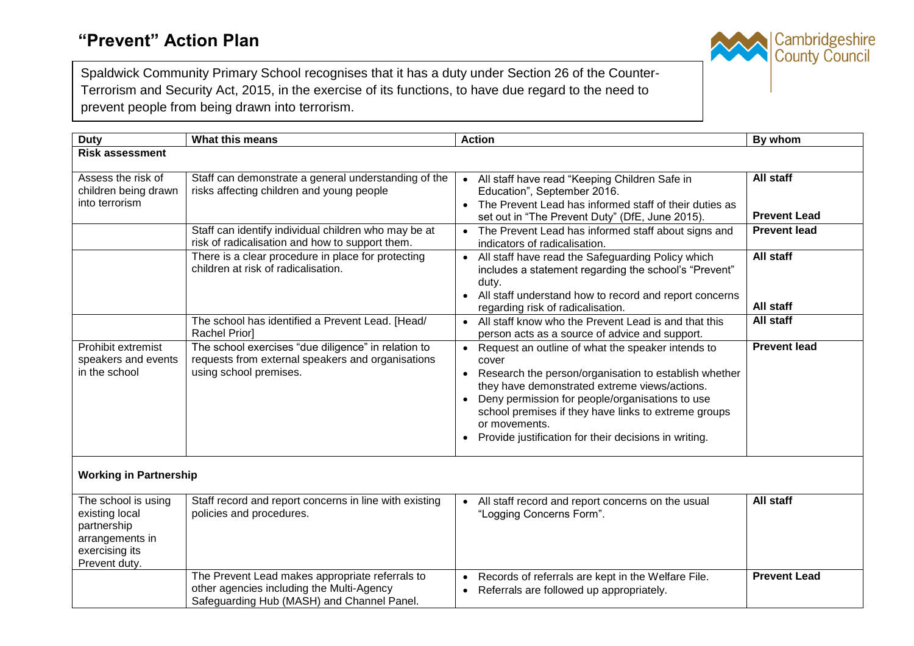# "Prevent" Action Plan

Cambridgeshire County Council

Spaldwick Community Primary School recognises that it has a duty under Section 26 of the Counter-Terrorism and Security Act, 2015, in the exercise of its functions, to have due regard to the need to prevent people from being drawn into terrorism.

| Duty | What this means | Action | By whom |
|---|---|---|---|
| **Risk assessment** | | | |
| Assess the risk of children being drawn into terrorism | Staff can demonstrate a general understanding of the risks affecting children and young people | • All staff have read "Keeping Children Safe in Education", September 2016.<br>• The Prevent Lead has informed staff of their duties as set out in "The Prevent Duty" (DfE, June 2015). | **All staff**<br><br>**Prevent Lead** |
| | Staff can identify individual children who may be at risk of radicalisation and how to support them. | • The Prevent Lead has informed staff about signs and indicators of radicalisation. | **Prevent lead** |
| | There is a clear procedure in place for protecting children at risk of radicalisation. | • All staff have read the Safeguarding Policy which includes a statement regarding the school's "Prevent" duty.<br>• All staff understand how to record and report concerns regarding risk of radicalisation. | **All staff**<br><br>**All staff** |
| | The school has identified a Prevent Lead. [Head/ Rachel Prior] | • All staff know who the Prevent Lead is and that this person acts as a source of advice and support. | **All staff** |
| Prohibit extremist speakers and events in the school | The school exercises "due diligence" in relation to requests from external speakers and organisations using school premises. | • Request an outline of what the speaker intends to cover<br>• Research the person/organisation to establish whether they have demonstrated extreme views/actions.<br>• Deny permission for people/organisations to use school premises if they have links to extreme groups or movements.<br>• Provide justification for their decisions in writing. | **Prevent lead** |
| **Working in Partnership** | | | |
| The school is using existing local partnership arrangements in exercising its Prevent duty. | Staff record and report concerns in line with existing policies and procedures. | • All staff record and report concerns on the usual "Logging Concerns Form". | **All staff** |
| | The Prevent Lead makes appropriate referrals to other agencies including the Multi-Agency Safeguarding Hub (MASH) and Channel Panel. | • Records of referrals are kept in the Welfare File.<br>• Referrals are followed up appropriately. | **Prevent Lead** |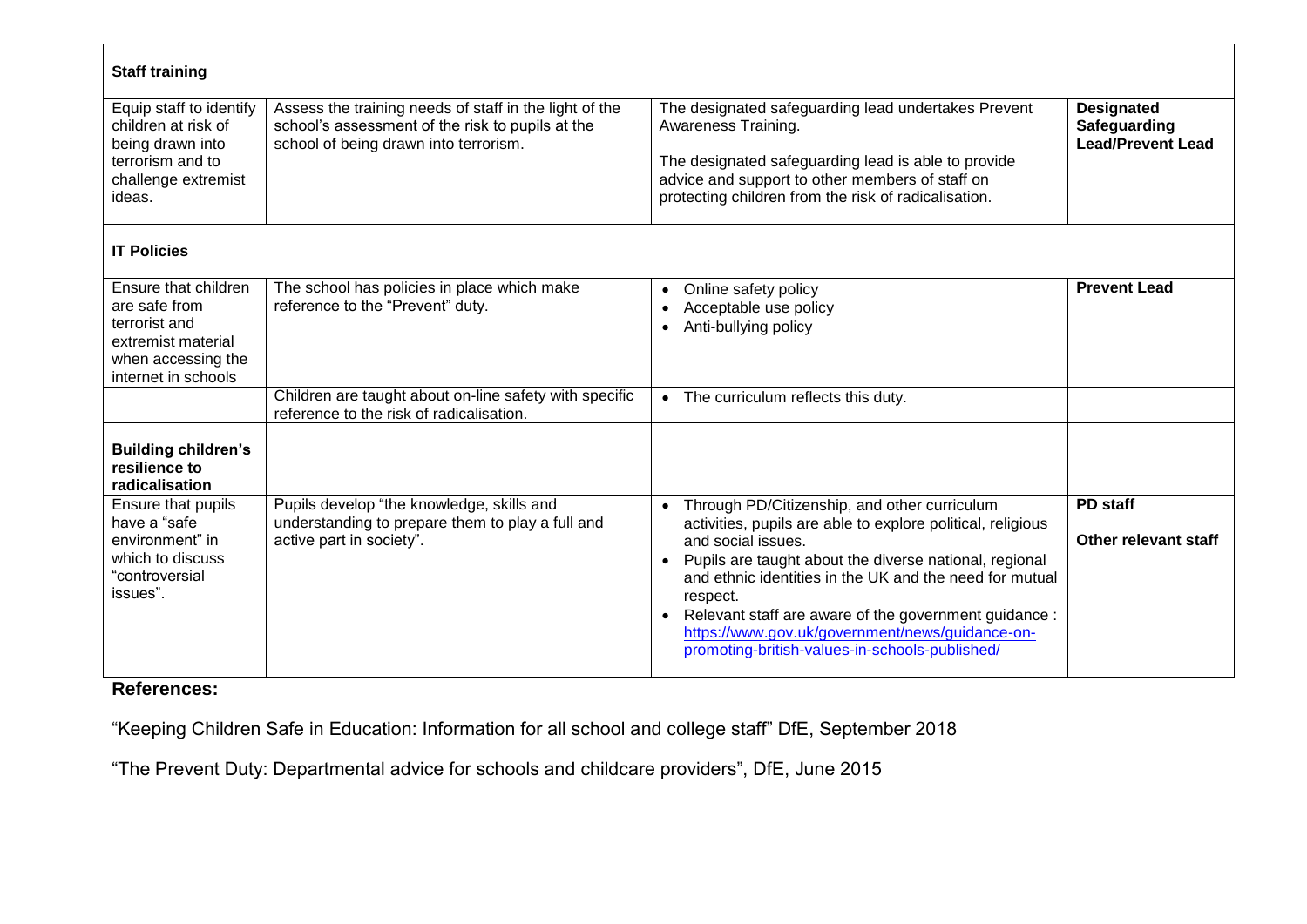| | | | |
|---|---|---|---|
| **Staff training** | | | |
| Equip staff to identify children at risk of being drawn into terrorism and to challenge extremist ideas. | Assess the training needs of staff in the light of the school's assessment of the risk to pupils at the school of being drawn into terrorism. | The designated safeguarding lead undertakes Prevent Awareness Training.<br><br>The designated safeguarding lead is able to provide advice and support to other members of staff on protecting children from the risk of radicalisation. | **Designated Safeguarding Lead/Prevent Lead** |
| **IT Policies** | | | |
| Ensure that children are safe from terrorist and extremist material when accessing the internet in schools | The school has policies in place which make reference to the "Prevent" duty. | • Online safety policy<br>• Acceptable use policy<br>• Anti-bullying policy | **Prevent Lead** |
| | Children are taught about on-line safety with specific reference to the risk of radicalisation. | • The curriculum reflects this duty. | |
| **Building children's resilience to radicalisation** | | | |
| Ensure that pupils have a "safe environment" in which to discuss "controversial issues". | Pupils develop "the knowledge, skills and understanding to prepare them to play a full and active part in society". | • Through PD/Citizenship, and other curriculum activities, pupils are able to explore political, religious and social issues.<br>• Pupils are taught about the diverse national, regional and ethnic identities in the UK and the need for mutual respect.<br>• Relevant staff are aware of the government guidance : https://www.gov.uk/government/news/guidance-on-promoting-british-values-in-schools-published/ | **PD staff**<br><br>**Other relevant staff** |

## References:

"Keeping Children Safe in Education: Information for all school and college staff" DfE, September 2018

"The Prevent Duty: Departmental advice for schools and childcare providers", DfE, June 2015